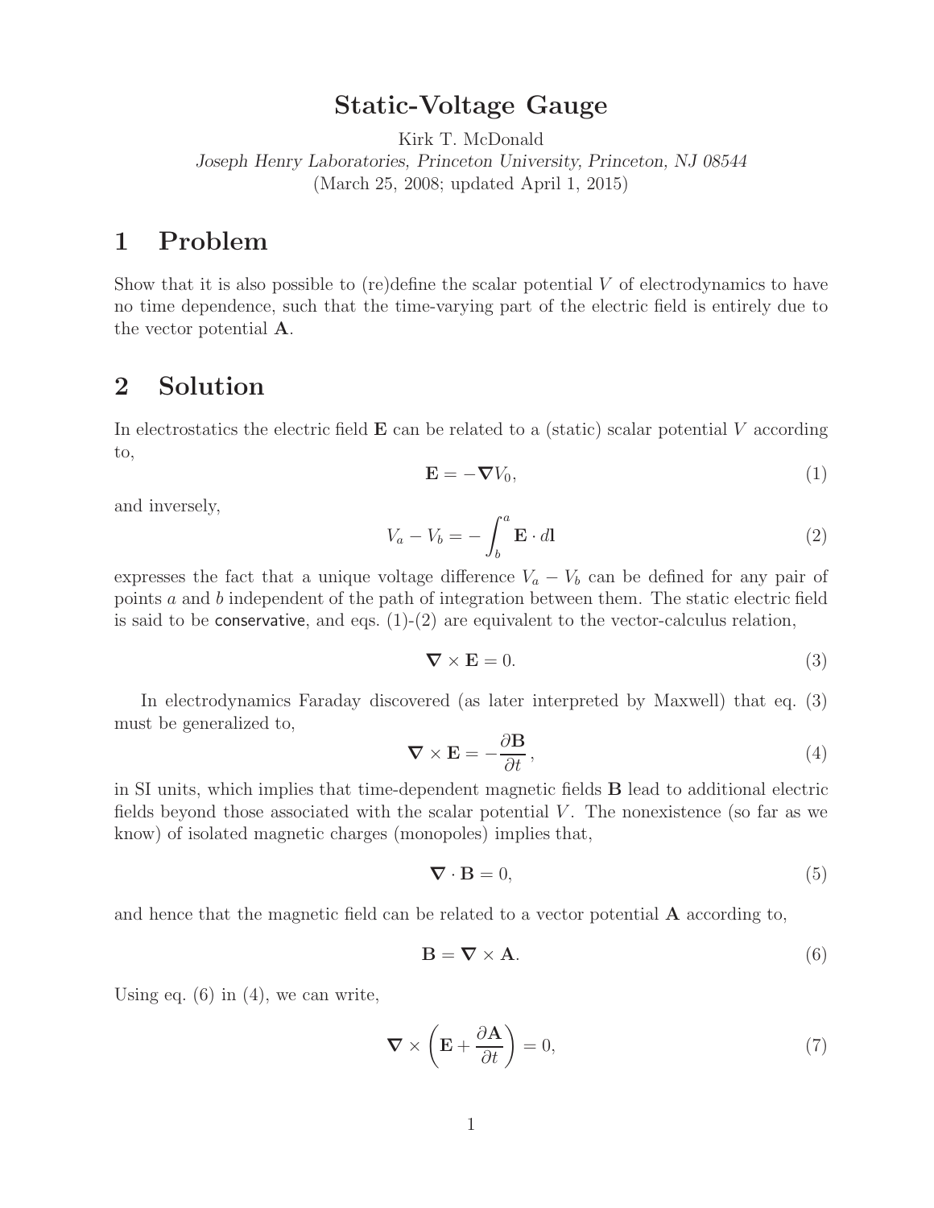# Static-Voltage Gauge

Kirk T. McDonald

*Joseph Henry Laboratories, Princeton University, Princeton, NJ 08544*

(March 25, 2008; updated April 1, 2015)

## 1 Problem

Show that it is also possible to (re)define the scalar potential $V$ of electrodynamics to have no time dependence, such that the time-varying part of the electric field is entirely due to the vector potential $\mathbf{A}$.

## 2 Solution

In electrostatics the electric field $\mathbf{E}$ can be related to a (static) scalar potential $V$ according to,

$$\mathbf{E} = -\boldsymbol{\nabla} V_0, \tag{1}$$

and inversely,

$$V_a - V_b = -\int_b^a \mathbf{E} \cdot d\mathbf{l} \tag{2}$$

expresses the fact that a unique voltage difference $V_a - V_b$ can be defined for any pair of points $a$ and $b$ independent of the path of integration between them. The static electric field is said to be conservative, and eqs. (1)-(2) are equivalent to the vector-calculus relation,

$$\boldsymbol{\nabla} \times \mathbf{E} = 0. \tag{3}$$

In electrodynamics Faraday discovered (as later interpreted by Maxwell) that eq. (3) must be generalized to,

$$\boldsymbol{\nabla} \times \mathbf{E} = -\frac{\partial \mathbf{B}}{\partial t}, \tag{4}$$

in SI units, which implies that time-dependent magnetic fields $\mathbf{B}$ lead to additional electric fields beyond those associated with the scalar potential $V$. The nonexistence (so far as we know) of isolated magnetic charges (monopoles) implies that,

$$\boldsymbol{\nabla} \cdot \mathbf{B} = 0, \tag{5}$$

and hence that the magnetic field can be related to a vector potential $\mathbf{A}$ according to,

$$\mathbf{B} = \boldsymbol{\nabla} \times \mathbf{A}. \tag{6}$$

Using eq. (6) in (4), we can write,

$$\boldsymbol{\nabla} \times \left( \mathbf{E} + \frac{\partial \mathbf{A}}{\partial t} \right) = 0, \tag{7}$$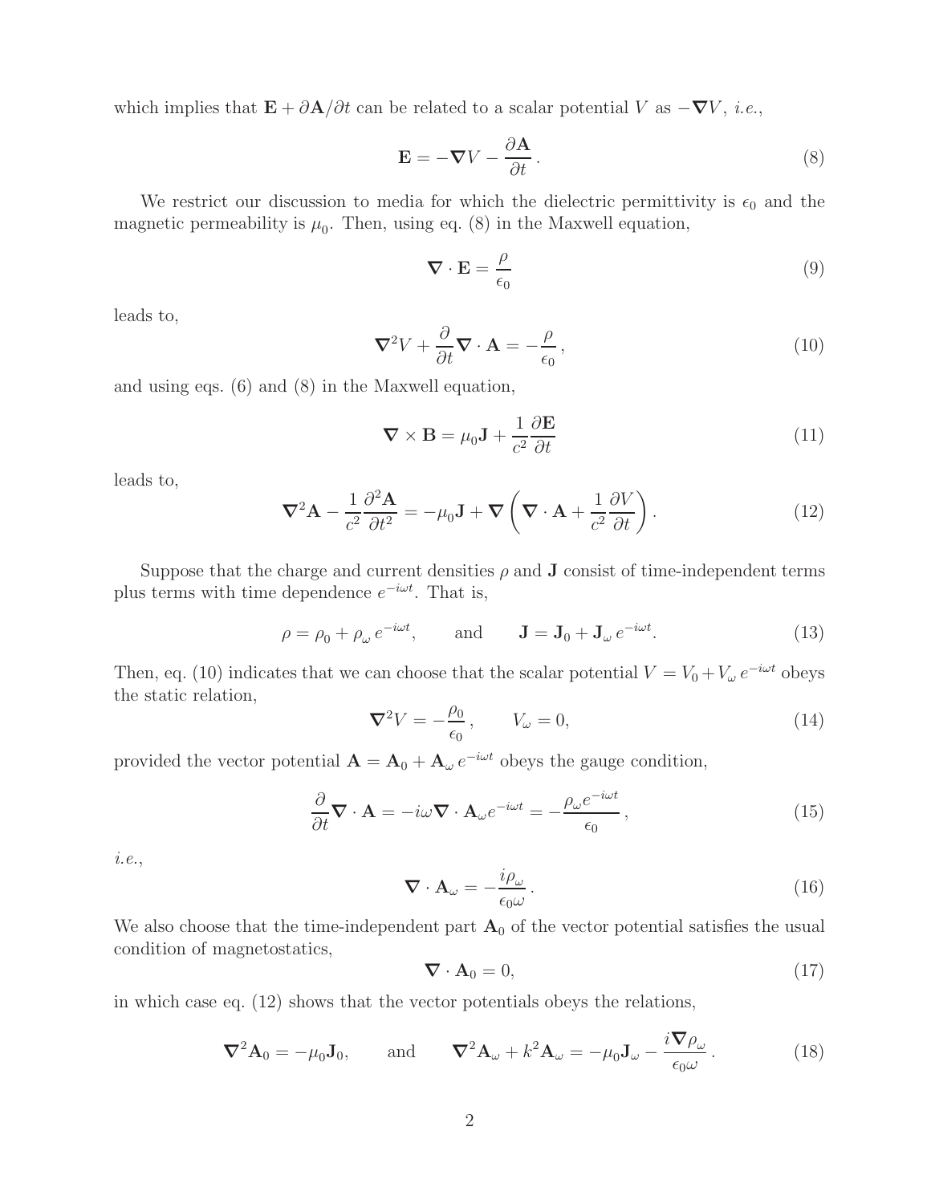which implies that $\mathbf{E} + \partial\mathbf{A}/\partial t$ can be related to a scalar potential $V$ as $-\boldsymbol{\nabla}V$, *i.e.*,

$$\mathbf{E} = -\boldsymbol{\nabla}V - \frac{\partial \mathbf{A}}{\partial t}\,. \tag{8}$$

We restrict our discussion to media for which the dielectric permittivity is $\epsilon_0$ and the magnetic permeability is $\mu_0$. Then, using eq. (8) in the Maxwell equation,

$$\boldsymbol{\nabla}\cdot\mathbf{E} = \frac{\rho}{\epsilon_0} \tag{9}$$

leads to,

$$\boldsymbol{\nabla}^2 V + \frac{\partial}{\partial t}\boldsymbol{\nabla}\cdot\mathbf{A} = -\frac{\rho}{\epsilon_0}\,, \tag{10}$$

and using eqs. (6) and (8) in the Maxwell equation,

$$\boldsymbol{\nabla}\times\mathbf{B} = \mu_0\mathbf{J} + \frac{1}{c^2}\frac{\partial \mathbf{E}}{\partial t} \tag{11}$$

leads to,

$$\boldsymbol{\nabla}^2\mathbf{A} - \frac{1}{c^2}\frac{\partial^2\mathbf{A}}{\partial t^2} = -\mu_0\mathbf{J} + \boldsymbol{\nabla}\left(\boldsymbol{\nabla}\cdot\mathbf{A} + \frac{1}{c^2}\frac{\partial V}{\partial t}\right). \tag{12}$$

Suppose that the charge and current densities $\rho$ and $\mathbf{J}$ consist of time-independent terms plus terms with time dependence $e^{-i\omega t}$. That is,

$$\rho = \rho_0 + \rho_\omega\, e^{-i\omega t}, \qquad \text{and} \qquad \mathbf{J} = \mathbf{J}_0 + \mathbf{J}_\omega\, e^{-i\omega t}. \tag{13}$$

Then, eq. (10) indicates that we can choose that the scalar potential $V = V_0 + V_\omega\, e^{-i\omega t}$ obeys the static relation,

$$\boldsymbol{\nabla}^2 V = -\frac{\rho_0}{\epsilon_0}\,, \qquad V_\omega = 0, \tag{14}$$

provided the vector potential $\mathbf{A} = \mathbf{A}_0 + \mathbf{A}_\omega\, e^{-i\omega t}$ obeys the gauge condition,

$$\frac{\partial}{\partial t}\boldsymbol{\nabla}\cdot\mathbf{A} = -i\omega\boldsymbol{\nabla}\cdot\mathbf{A}_\omega e^{-i\omega t} = -\frac{\rho_\omega e^{-i\omega t}}{\epsilon_0}\,, \tag{15}$$

*i.e.*,

$$\boldsymbol{\nabla}\cdot\mathbf{A}_\omega = -\frac{i\rho_\omega}{\epsilon_0\omega}\,. \tag{16}$$

We also choose that the time-independent part $\mathbf{A}_0$ of the vector potential satisfies the usual condition of magnetostatics,

$$\boldsymbol{\nabla}\cdot\mathbf{A}_0 = 0, \tag{17}$$

in which case eq. (12) shows that the vector potentials obeys the relations,

$$\boldsymbol{\nabla}^2\mathbf{A}_0 = -\mu_0\mathbf{J}_0, \qquad \text{and} \qquad \boldsymbol{\nabla}^2\mathbf{A}_\omega + k^2\mathbf{A}_\omega = -\mu_0\mathbf{J}_\omega - \frac{i\boldsymbol{\nabla}\rho_\omega}{\epsilon_0\omega}\,. \tag{18}$$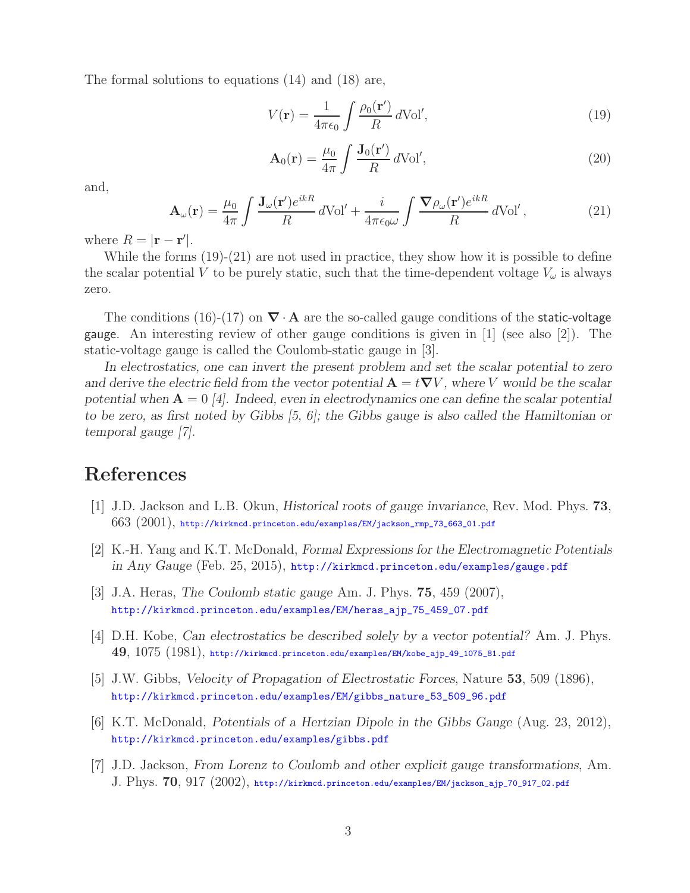The formal solutions to equations (14) and (18) are,

$$V(\mathbf{r}) = \frac{1}{4\pi\epsilon_0}\int \frac{\rho_0(\mathbf{r}')}{R}\, d\mathrm{Vol}', \tag{19}$$

$$\mathbf{A}_0(\mathbf{r}) = \frac{\mu_0}{4\pi}\int \frac{\mathbf{J}_0(\mathbf{r}')}{R}\, d\mathrm{Vol}', \tag{20}$$

and,

$$\mathbf{A}_\omega(\mathbf{r}) = \frac{\mu_0}{4\pi}\int \frac{\mathbf{J}_\omega(\mathbf{r}')e^{ikR}}{R}\, d\mathrm{Vol}' + \frac{i}{4\pi\epsilon_0\omega}\int \frac{\boldsymbol{\nabla}\rho_\omega(\mathbf{r}')e^{ikR}}{R}\, d\mathrm{Vol}', \tag{21}$$

where $R = |\mathbf{r} - \mathbf{r}'|$.

While the forms (19)-(21) are not used in practice, they show how it is possible to define the scalar potential $V$ to be purely static, such that the time-dependent voltage $V_\omega$ is always zero.

The conditions (16)-(17) on $\boldsymbol{\nabla}\cdot\mathbf{A}$ are the so-called gauge conditions of the static-voltage gauge. An interesting review of other gauge conditions is given in [1] (see also [2]). The static-voltage gauge is called the Coulomb-static gauge in [3].

*In electrostatics, one can invert the present problem and set the scalar potential to zero and derive the electric field from the vector potential $\mathbf{A} = t\boldsymbol{\nabla}V$, where $V$ would be the scalar potential when $\mathbf{A} = 0$ [4]. Indeed, even in electrodynamics one can define the scalar potential to be zero, as first noted by Gibbs [5, 6]; the Gibbs gauge is also called the Hamiltonian or temporal gauge [7].*

## References

[1] J.D. Jackson and L.B. Okun, *Historical roots of gauge invariance*, Rev. Mod. Phys. **73**, 663 (2001), http://kirkmcd.princeton.edu/examples/EM/jackson_rmp_73_663_01.pdf

[2] K.-H. Yang and K.T. McDonald, *Formal Expressions for the Electromagnetic Potentials in Any Gauge* (Feb. 25, 2015), http://kirkmcd.princeton.edu/examples/gauge.pdf

[3] J.A. Heras, *The Coulomb static gauge* Am. J. Phys. **75**, 459 (2007), http://kirkmcd.princeton.edu/examples/EM/heras_ajp_75_459_07.pdf

[4] D.H. Kobe, *Can electrostatics be described solely by a vector potential?* Am. J. Phys. **49**, 1075 (1981), http://kirkmcd.princeton.edu/examples/EM/kobe_ajp_49_1075_81.pdf

[5] J.W. Gibbs, *Velocity of Propagation of Electrostatic Forces*, Nature **53**, 509 (1896), http://kirkmcd.princeton.edu/examples/EM/gibbs_nature_53_509_96.pdf

[6] K.T. McDonald, *Potentials of a Hertzian Dipole in the Gibbs Gauge* (Aug. 23, 2012), http://kirkmcd.princeton.edu/examples/gibbs.pdf

[7] J.D. Jackson, *From Lorenz to Coulomb and other explicit gauge transformations*, Am. J. Phys. **70**, 917 (2002), http://kirkmcd.princeton.edu/examples/EM/jackson_ajp_70_917_02.pdf